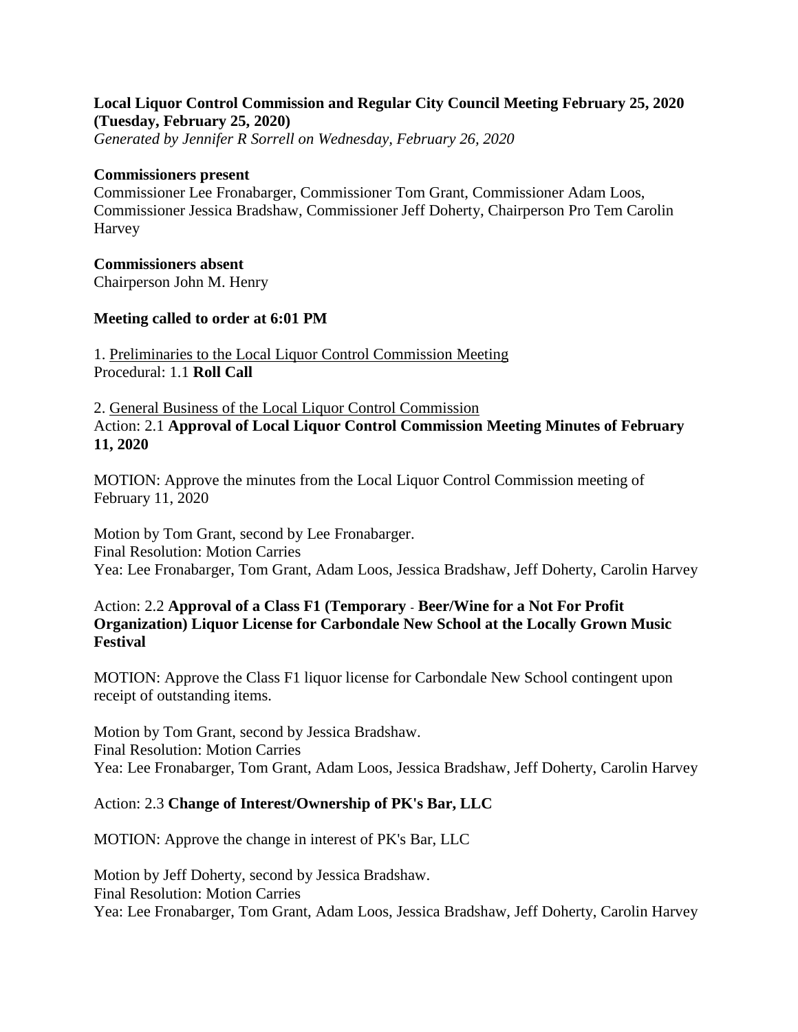**Local Liquor Control Commission and Regular City Council Meeting February 25, 2020 (Tuesday, February 25, 2020)**

*Generated by Jennifer R Sorrell on Wednesday, February 26, 2020*

**Commissioners present**

Commissioner Lee Fronabarger, Commissioner Tom Grant, Commissioner Adam Loos, Commissioner Jessica Bradshaw, Commissioner Jeff Doherty, Chairperson Pro Tem Carolin Harvey

**Commissioners absent**

Chairperson John M. Henry

**Meeting called to order at 6:01 PM**

1. Preliminaries to the Local Liquor Control Commission Meeting

Procedural: 1.1 **Roll Call**

2. General Business of the Local Liquor Control Commission

Action: 2.1 **Approval of Local Liquor Control Commission Meeting Minutes of February 11, 2020**

MOTION: Approve the minutes from the Local Liquor Control Commission meeting of February 11, 2020

Motion by Tom Grant, second by Lee Fronabarger.
Final Resolution: Motion Carries
Yea: Lee Fronabarger, Tom Grant, Adam Loos, Jessica Bradshaw, Jeff Doherty, Carolin Harvey

Action: 2.2 **Approval of a Class F1 (Temporary - Beer/Wine for a Not For Profit Organization) Liquor License for Carbondale New School at the Locally Grown Music Festival**

MOTION: Approve the Class F1 liquor license for Carbondale New School contingent upon receipt of outstanding items.

Motion by Tom Grant, second by Jessica Bradshaw.
Final Resolution: Motion Carries
Yea: Lee Fronabarger, Tom Grant, Adam Loos, Jessica Bradshaw, Jeff Doherty, Carolin Harvey

Action: 2.3 **Change of Interest/Ownership of PK's Bar, LLC**

MOTION: Approve the change in interest of PK's Bar, LLC

Motion by Jeff Doherty, second by Jessica Bradshaw.
Final Resolution: Motion Carries
Yea: Lee Fronabarger, Tom Grant, Adam Loos, Jessica Bradshaw, Jeff Doherty, Carolin Harvey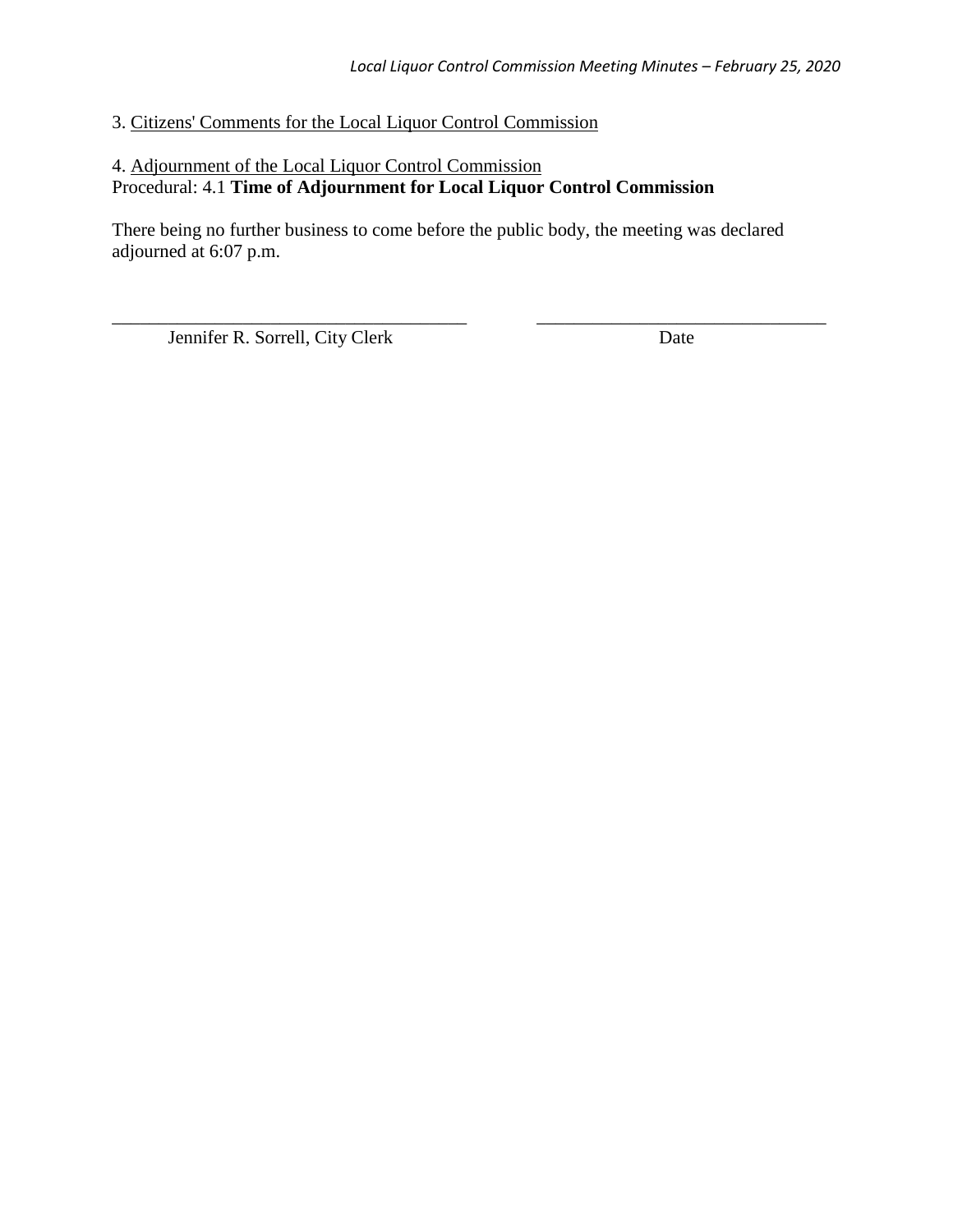3. Citizens' Comments for the Local Liquor Control Commission

4. Adjournment of the Local Liquor Control Commission
Procedural: 4.1 **Time of Adjournment for Local Liquor Control Commission**

There being no further business to come before the public body, the meeting was declared adjourned at 6:07 p.m.

_______________________________________ _______________________________

Jennifer R. Sorrell, City Clerk Date